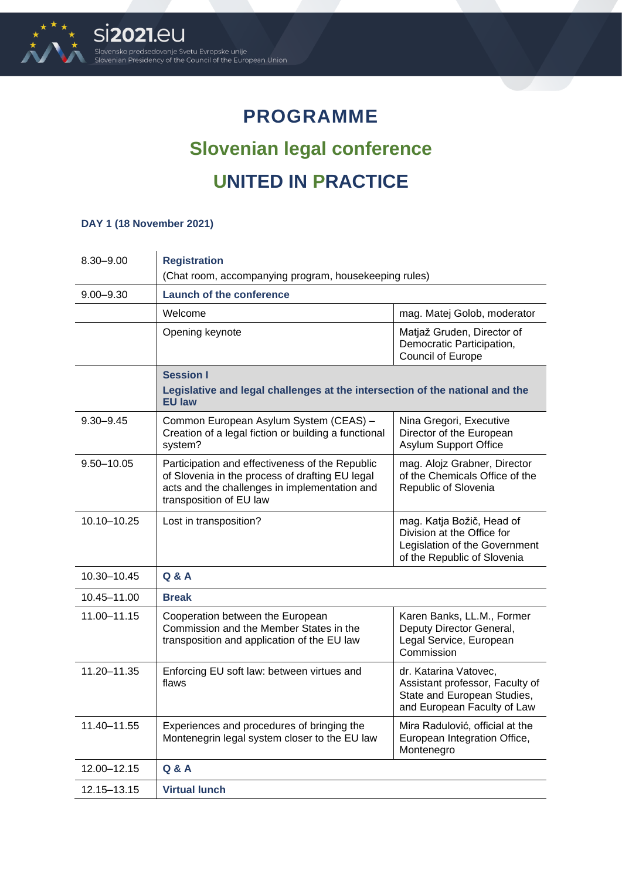# PROGRAMME

## Slovenian legal conference

## UNITED IN PRACTICE

**DAY 1 (18 November 2021)**

| | | |
|---|---|---|
| 8.30–9.00 | **Registration**<br>(Chat room, accompanying program, housekeeping rules) | |
| 9.00–9.30 | **Launch of the conference** | |
| | Welcome | mag. Matej Golob, moderator |
| | Opening keynote | Matjaž Gruden, Director of Democratic Participation, Council of Europe |
| | **Session I**<br>**Legislative and legal challenges at the intersection of the national and the EU law** | |
| 9.30–9.45 | Common European Asylum System (CEAS) – Creation of a legal fiction or building a functional system? | Nina Gregori, Executive Director of the European Asylum Support Office |
| 9.50–10.05 | Participation and effectiveness of the Republic of Slovenia in the process of drafting EU legal acts and the challenges in implementation and transposition of EU law | mag. Alojz Grabner, Director of the Chemicals Office of the Republic of Slovenia |
| 10.10–10.25 | Lost in transposition? | mag. Katja Božič, Head of Division at the Office for Legislation of the Government of the Republic of Slovenia |
| 10.30–10.45 | **Q & A** | |
| 10.45–11.00 | **Break** | |
| 11.00–11.15 | Cooperation between the European Commission and the Member States in the transposition and application of the EU law | Karen Banks, LL.M., Former Deputy Director General, Legal Service, European Commission |
| 11.20–11.35 | Enforcing EU soft law: between virtues and flaws | dr. Katarina Vatovec, Assistant professor, Faculty of State and European Studies, and European Faculty of Law |
| 11.40–11.55 | Experiences and procedures of bringing the Montenegrin legal system closer to the EU law | Mira Radulović, official at the European Integration Office, Montenegro |
| 12.00–12.15 | **Q & A** | |
| 12.15–13.15 | **Virtual lunch** | |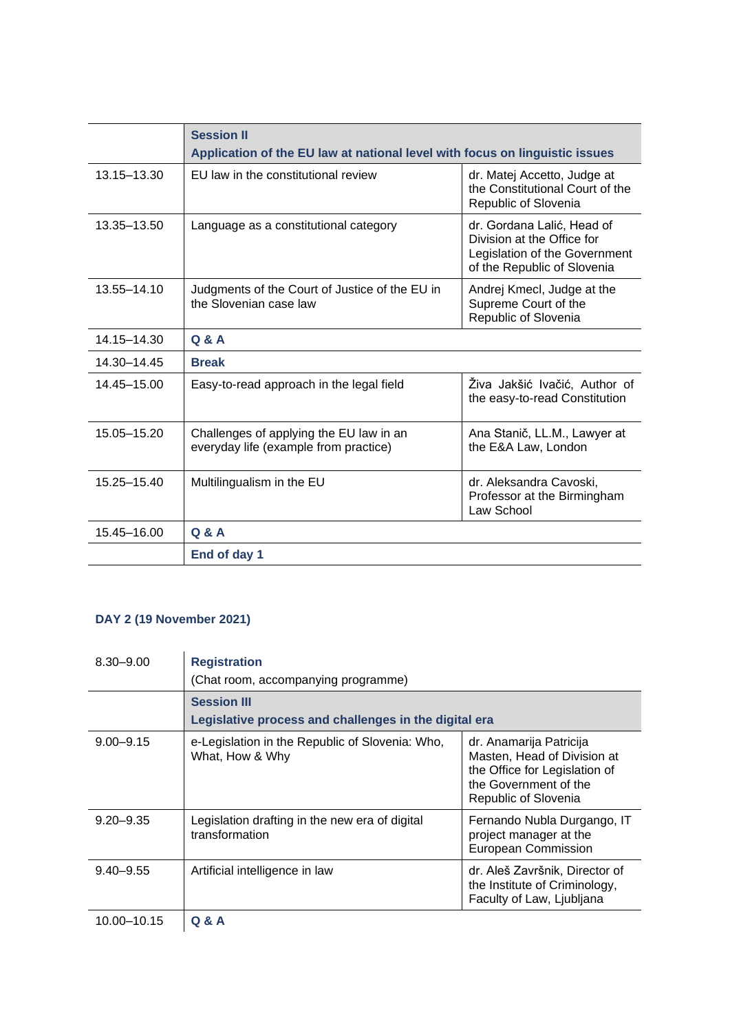| | **Session II** **Application of the EU law at national level with focus on linguistic issues** | |
|---|---|---|
| 13.15–13.30 | EU law in the constitutional review | dr. Matej Accetto, Judge at the Constitutional Court of the Republic of Slovenia |
| 13.35–13.50 | Language as a constitutional category | dr. Gordana Lalić, Head of Division at the Office for Legislation of the Government of the Republic of Slovenia |
| 13.55–14.10 | Judgments of the Court of Justice of the EU in the Slovenian case law | Andrej Kmecl, Judge at the Supreme Court of the Republic of Slovenia |
| 14.15–14.30 | **Q & A** | |
| 14.30–14.45 | **Break** | |
| 14.45–15.00 | Easy-to-read approach in the legal field | Živa Jakšić Ivačić, Author of the easy-to-read Constitution |
| 15.05–15.20 | Challenges of applying the EU law in an everyday life (example from practice) | Ana Stanič, LL.M., Lawyer at the E&A Law, London |
| 15.25–15.40 | Multilingualism in the EU | dr. Aleksandra Cavoski, Professor at the Birmingham Law School |
| 15.45–16.00 | **Q & A** | |
| | **End of day 1** | |

### DAY 2 (19 November 2021)

| 8.30–9.00 | **Registration** (Chat room, accompanying programme) | |
|---|---|---|
| | **Session III** **Legislative process and challenges in the digital era** | |
| 9.00–9.15 | e-Legislation in the Republic of Slovenia: Who, What, How & Why | dr. Anamarija Patricija Masten, Head of Division at the Office for Legislation of the Government of the Republic of Slovenia |
| 9.20–9.35 | Legislation drafting in the new era of digital transformation | Fernando Nubla Durgango, IT project manager at the European Commission |
| 9.40–9.55 | Artificial intelligence in law | dr. Aleš Završnik, Director of the Institute of Criminology, Faculty of Law, Ljubljana |
| 10.00–10.15 | **Q & A** | |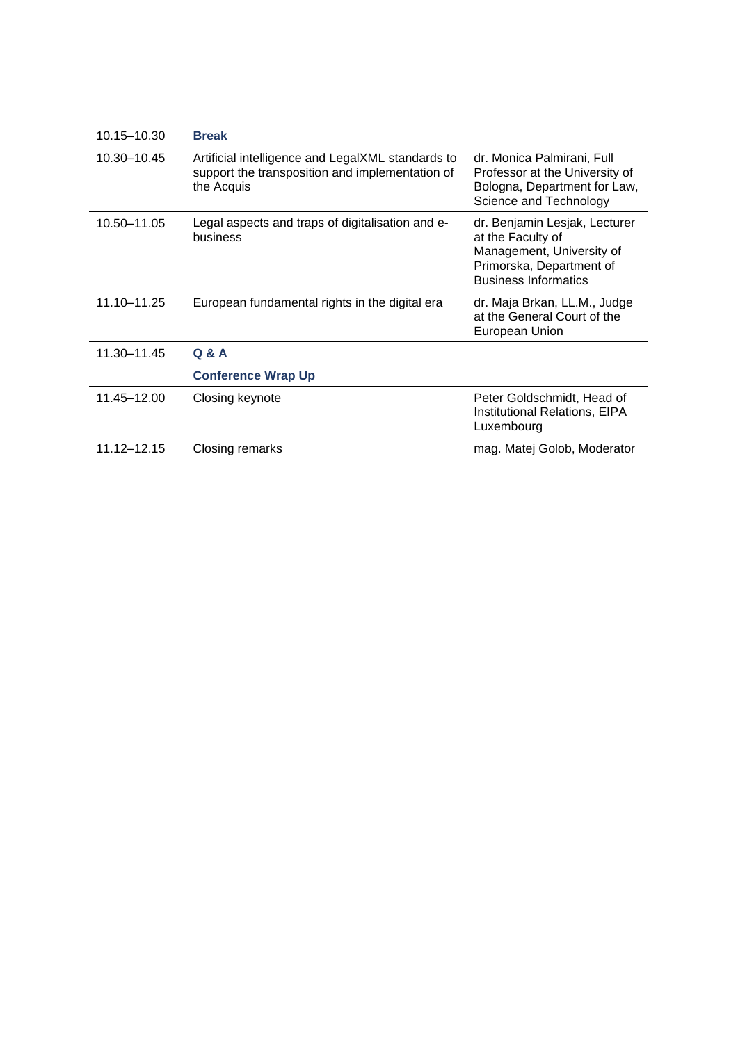| | | |
|---|---|---|
| 10.15–10.30 | **Break** | |
| 10.30–10.45 | Artificial intelligence and LegalXML standards to support the transposition and implementation of the Acquis | dr. Monica Palmirani, Full Professor at the University of Bologna, Department for Law, Science and Technology |
| 10.50–11.05 | Legal aspects and traps of digitalisation and e-business | dr. Benjamin Lesjak, Lecturer at the Faculty of Management, University of Primorska, Department of Business Informatics |
| 11.10–11.25 | European fundamental rights in the digital era | dr. Maja Brkan, LL.M., Judge at the General Court of the European Union |
| 11.30–11.45 | **Q & A** | |
| | **Conference Wrap Up** | |
| 11.45–12.00 | Closing keynote | Peter Goldschmidt, Head of Institutional Relations, EIPA Luxembourg |
| 11.12–12.15 | Closing remarks | mag. Matej Golob, Moderator |